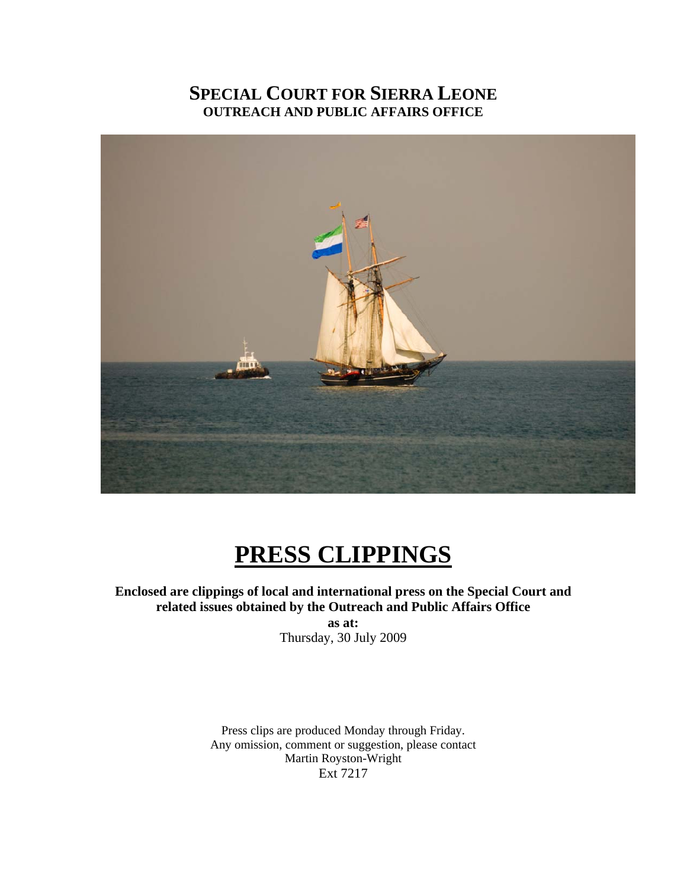# SPECIAL COURT FOR SIERRA LEONE
## OUTREACH AND PUBLIC AFFAIRS OFFICE

# PRESS CLIPPINGS

**Enclosed are clippings of local and international press on the Special Court and related issues obtained by the Outreach and Public Affairs Office**

**as at:**

Thursday, 30 July 2009

Press clips are produced Monday through Friday.
Any omission, comment or suggestion, please contact
Martin Royston-Wright
Ext 7217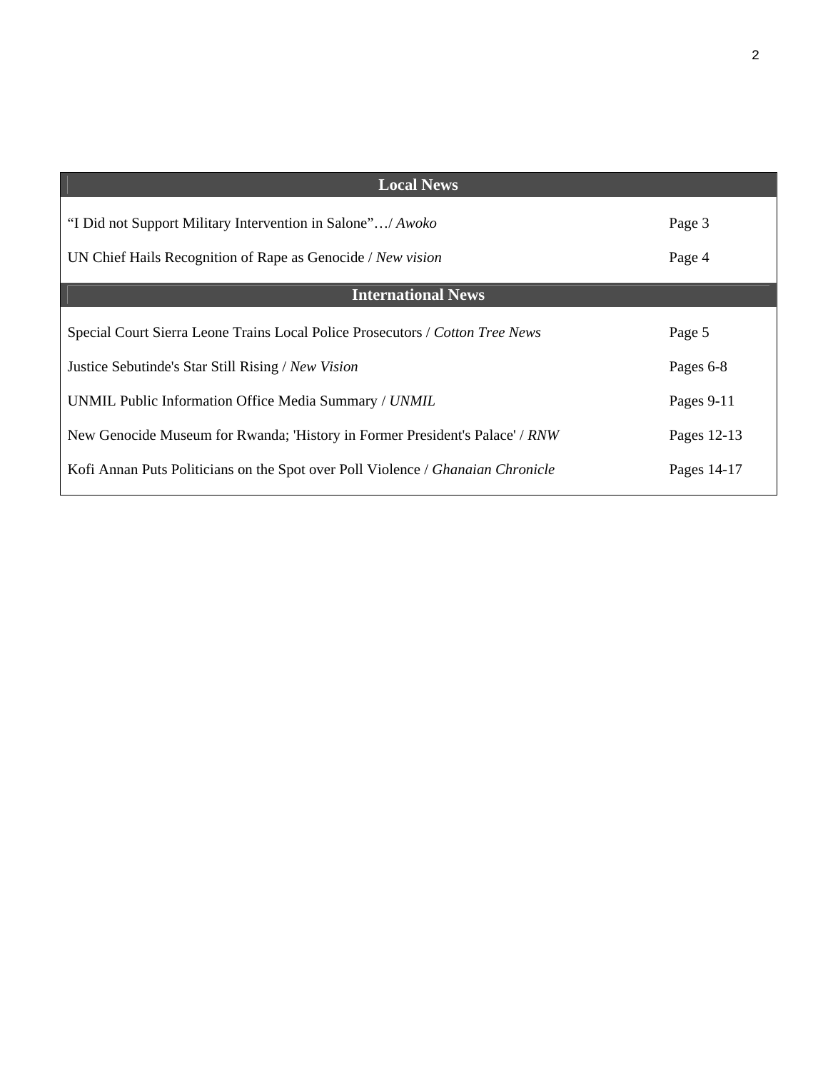| Local News | |
|---|---|
| “I Did not Support Military Intervention in Salone”…/ *Awoko* | Page 3 |
| UN Chief Hails Recognition of Rape as Genocide / *New vision* | Page 4 |
| **International News** | |
| Special Court Sierra Leone Trains Local Police Prosecutors / *Cotton Tree News* | Page 5 |
| Justice Sebutinde's Star Still Rising / *New Vision* | Pages 6-8 |
| UNMIL Public Information Office Media Summary / *UNMIL* | Pages 9-11 |
| New Genocide Museum for Rwanda; 'History in Former President's Palace' / *RNW* | Pages 12-13 |
| Kofi Annan Puts Politicians on the Spot over Poll Violence / *Ghanaian Chronicle* | Pages 14-17 |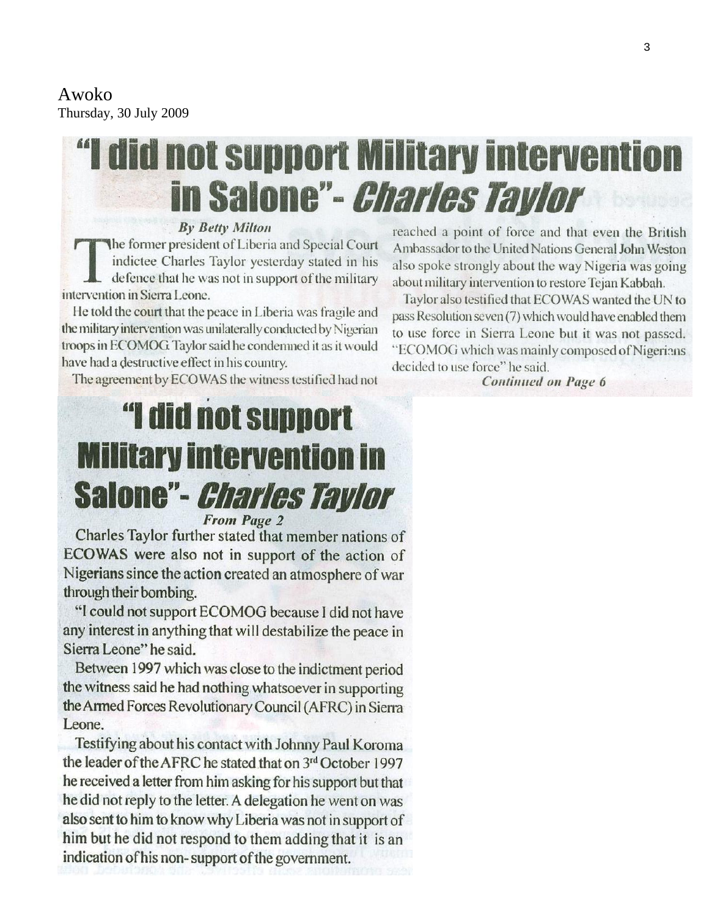Awoko
Thursday, 30 July 2009

# "I did not support Military intervention in Salone"- *Charles Taylor*

***By Betty Milton***

The former president of Liberia and Special Court indictee Charles Taylor yesterday stated in his defence that he was not in support of the military intervention in Sierra Leone.

He told the court that the peace in Liberia was fragile and the military intervention was unilaterally conducted by Nigerian troops in ECOMOG. Taylor said he condemned it as it would have had a destructive effect in his country.

The agreement by ECOWAS the witness testified had not reached a point of force and that even the British Ambassador to the United Nations General John Weston also spoke strongly about the way Nigeria was going about military intervention to restore Tejan Kabbah.

Taylor also testified that ECOWAS wanted the UN to pass Resolution seven (7) which would have enabled them to use force in Sierra Leone but it was not passed. "ECOMOG which was mainly composed of Nigerians decided to use force" he said.

***Continued on Page 6***

# "I did not support Military intervention in Salone"- *Charles Taylor*

***From Page 2***

Charles Taylor further stated that member nations of ECOWAS were also not in support of the action of Nigerians since the action created an atmosphere of war through their bombing.

"I could not support ECOMOG because I did not have any interest in anything that will destabilize the peace in Sierra Leone" he said.

Between 1997 which was close to the indictment period the witness said he had nothing whatsoever in supporting the Armed Forces Revolutionary Council (AFRC) in Sierra Leone.

Testifying about his contact with Johnny Paul Koroma the leader of the AFRC he stated that on 3rd October 1997 he received a letter from him asking for his support but that he did not reply to the letter. A delegation he went on was also sent to him to know why Liberia was not in support of him but he did not respond to them adding that it is an indication of his non-support of the government.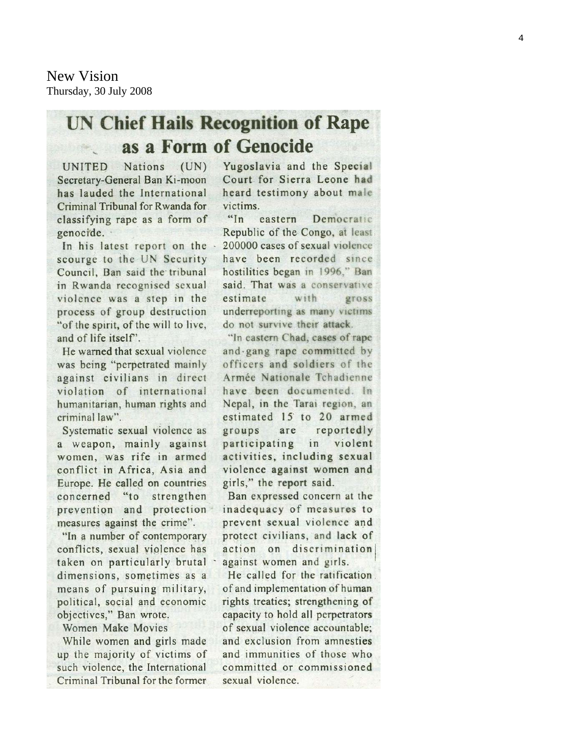New Vision
Thursday, 30 July 2008

# UN Chief Hails Recognition of Rape as a Form of Genocide

UNITED Nations (UN) Secretary-General Ban Ki-moon has lauded the International Criminal Tribunal for Rwanda for classifying rape as a form of genocide.

In his latest report on the scourge to the UN Security Council, Ban said the tribunal in Rwanda recognised sexual violence was a step in the process of group destruction "of the spirit, of the will to live, and of life itself".

He warned that sexual violence was being "perpetrated mainly against civilians in direct violation of international humanitarian, human rights and criminal law".

Systematic sexual violence as a weapon, mainly against women, was rife in armed conflict in Africa, Asia and Europe. He called on countries concerned "to strengthen prevention and protection measures against the crime".

"In a number of contemporary conflicts, sexual violence has taken on particularly brutal dimensions, sometimes as a means of pursuing military, political, social and economic objectives," Ban wrote.

Women Make Movies

While women and girls made up the majority of victims of such violence, the International Criminal Tribunal for the former Yugoslavia and the Special Court for Sierra Leone had heard testimony about male victims.

"In eastern Democratic Republic of the Congo, at least 200000 cases of sexual violence have been recorded since hostilities began in 1996," Ban said. That was a conservative estimate with gross underreporting as many victims do not survive their attack.

"In eastern Chad, cases of rape and gang rape committed by officers and soldiers of the Armée Nationale Tchadienne have been documented. In Nepal, in the Tarai region, an estimated 15 to 20 armed groups are reportedly participating in violent activities, including sexual violence against women and girls," the report said.

Ban expressed concern at the inadequacy of measures to prevent sexual violence and protect civilians, and lack of action on discrimination against women and girls.

He called for the ratification of and implementation of human rights treaties; strengthening of capacity to hold all perpetrators of sexual violence accountable; and exclusion from amnesties and immunities of those who committed or commissioned sexual violence.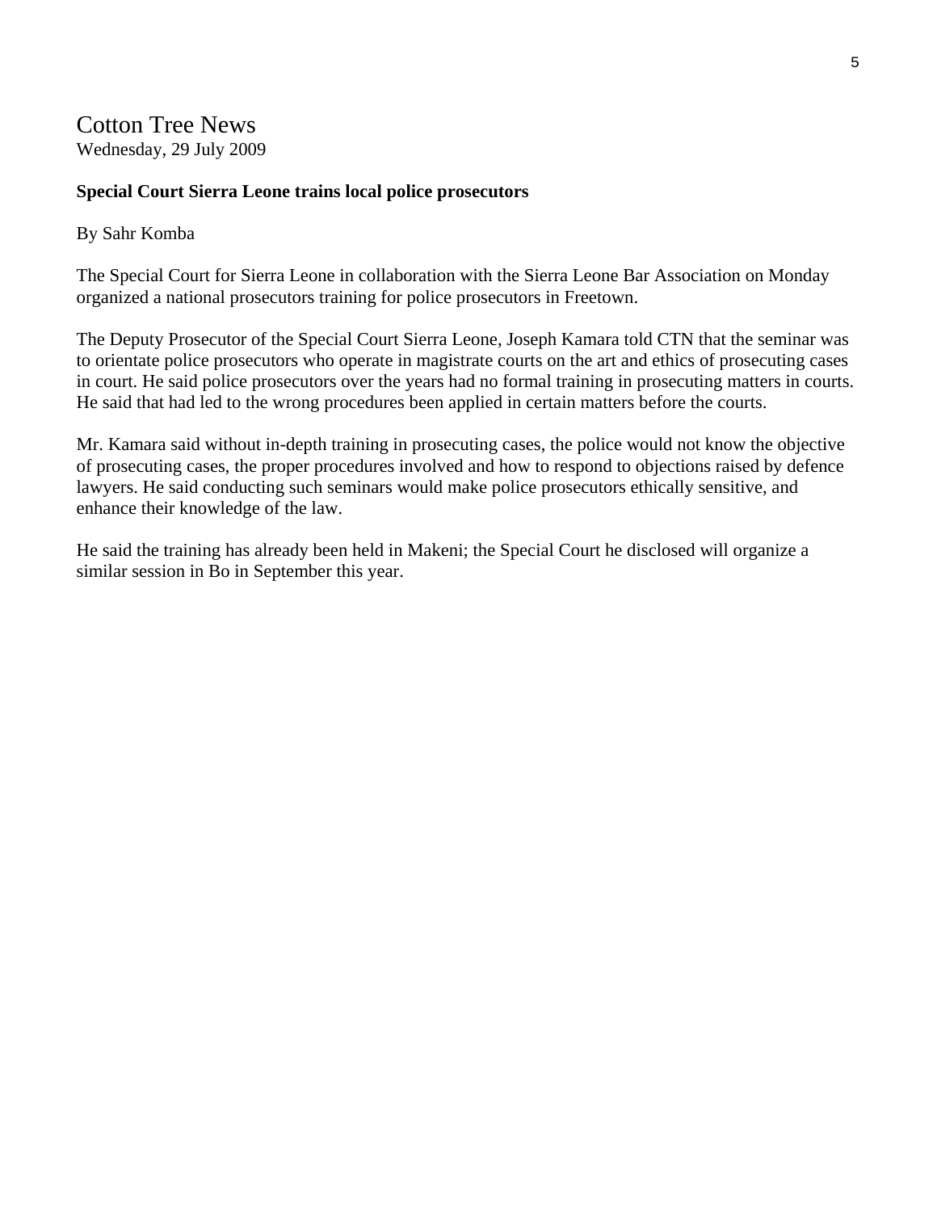# Cotton Tree News

Wednesday, 29 July 2009

**Special Court Sierra Leone trains local police prosecutors**

By Sahr Komba

The Special Court for Sierra Leone in collaboration with the Sierra Leone Bar Association on Monday organized a national prosecutors training for police prosecutors in Freetown.

The Deputy Prosecutor of the Special Court Sierra Leone, Joseph Kamara told CTN that the seminar was to orientate police prosecutors who operate in magistrate courts on the art and ethics of prosecuting cases in court. He said police prosecutors over the years had no formal training in prosecuting matters in courts. He said that had led to the wrong procedures been applied in certain matters before the courts.

Mr. Kamara said without in-depth training in prosecuting cases, the police would not know the objective of prosecuting cases, the proper procedures involved and how to respond to objections raised by defence lawyers. He said conducting such seminars would make police prosecutors ethically sensitive, and enhance their knowledge of the law.

He said the training has already been held in Makeni; the Special Court he disclosed will organize a similar session in Bo in September this year.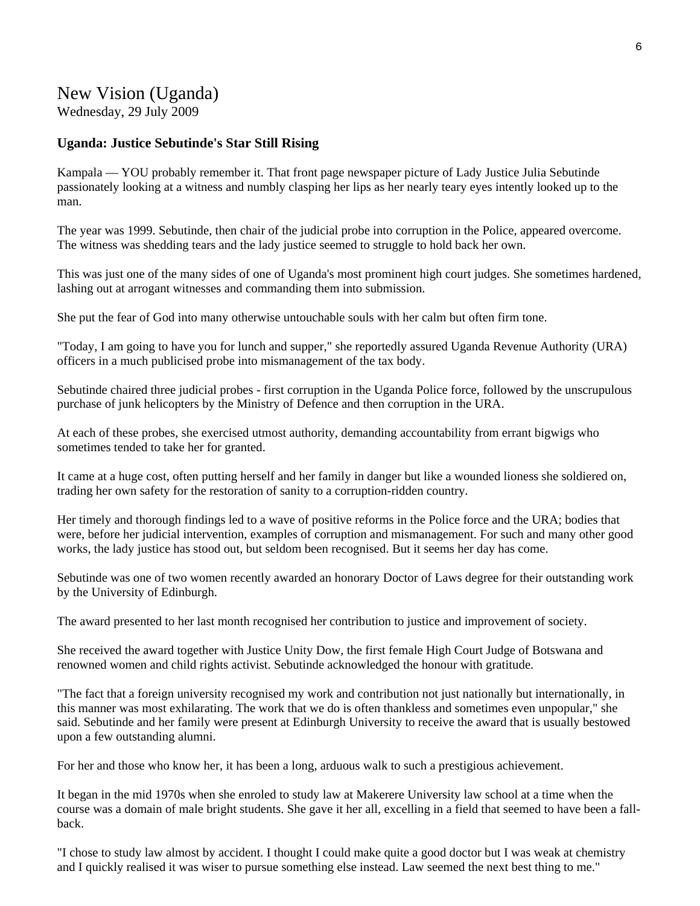## New Vision (Uganda)

Wednesday, 29 July 2009

### Uganda: Justice Sebutinde's Star Still Rising

Kampala — YOU probably remember it. That front page newspaper picture of Lady Justice Julia Sebutinde passionately looking at a witness and numbly clasping her lips as her nearly teary eyes intently looked up to the man.

The year was 1999. Sebutinde, then chair of the judicial probe into corruption in the Police, appeared overcome. The witness was shedding tears and the lady justice seemed to struggle to hold back her own.

This was just one of the many sides of one of Uganda's most prominent high court judges. She sometimes hardened, lashing out at arrogant witnesses and commanding them into submission.

She put the fear of God into many otherwise untouchable souls with her calm but often firm tone.

"Today, I am going to have you for lunch and supper," she reportedly assured Uganda Revenue Authority (URA) officers in a much publicised probe into mismanagement of the tax body.

Sebutinde chaired three judicial probes - first corruption in the Uganda Police force, followed by the unscrupulous purchase of junk helicopters by the Ministry of Defence and then corruption in the URA.

At each of these probes, she exercised utmost authority, demanding accountability from errant bigwigs who sometimes tended to take her for granted.

It came at a huge cost, often putting herself and her family in danger but like a wounded lioness she soldiered on, trading her own safety for the restoration of sanity to a corruption-ridden country.

Her timely and thorough findings led to a wave of positive reforms in the Police force and the URA; bodies that were, before her judicial intervention, examples of corruption and mismanagement. For such and many other good works, the lady justice has stood out, but seldom been recognised. But it seems her day has come.

Sebutinde was one of two women recently awarded an honorary Doctor of Laws degree for their outstanding work by the University of Edinburgh.

The award presented to her last month recognised her contribution to justice and improvement of society.

She received the award together with Justice Unity Dow, the first female High Court Judge of Botswana and renowned women and child rights activist. Sebutinde acknowledged the honour with gratitude.

"The fact that a foreign university recognised my work and contribution not just nationally but internationally, in this manner was most exhilarating. The work that we do is often thankless and sometimes even unpopular," she said. Sebutinde and her family were present at Edinburgh University to receive the award that is usually bestowed upon a few outstanding alumni.

For her and those who know her, it has been a long, arduous walk to such a prestigious achievement.

It began in the mid 1970s when she enroled to study law at Makerere University law school at a time when the course was a domain of male bright students. She gave it her all, excelling in a field that seemed to have been a fall-back.

"I chose to study law almost by accident. I thought I could make quite a good doctor but I was weak at chemistry and I quickly realised it was wiser to pursue something else instead. Law seemed the next best thing to me."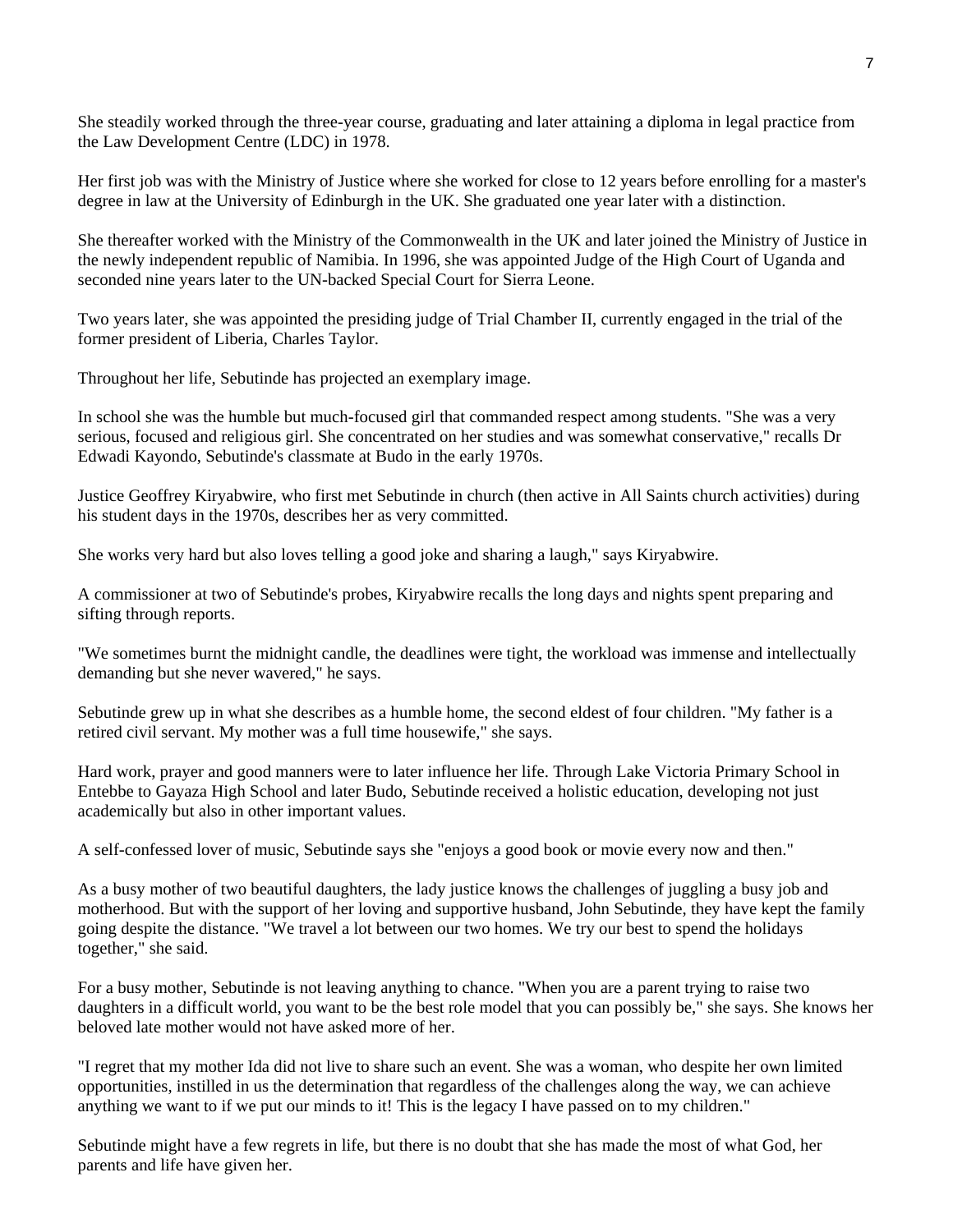She steadily worked through the three-year course, graduating and later attaining a diploma in legal practice from the Law Development Centre (LDC) in 1978.

Her first job was with the Ministry of Justice where she worked for close to 12 years before enrolling for a master's degree in law at the University of Edinburgh in the UK. She graduated one year later with a distinction.

She thereafter worked with the Ministry of the Commonwealth in the UK and later joined the Ministry of Justice in the newly independent republic of Namibia. In 1996, she was appointed Judge of the High Court of Uganda and seconded nine years later to the UN-backed Special Court for Sierra Leone.

Two years later, she was appointed the presiding judge of Trial Chamber II, currently engaged in the trial of the former president of Liberia, Charles Taylor.

Throughout her life, Sebutinde has projected an exemplary image.

In school she was the humble but much-focused girl that commanded respect among students. "She was a very serious, focused and religious girl. She concentrated on her studies and was somewhat conservative," recalls Dr Edwadi Kayondo, Sebutinde's classmate at Budo in the early 1970s.

Justice Geoffrey Kiryabwire, who first met Sebutinde in church (then active in All Saints church activities) during his student days in the 1970s, describes her as very committed.

She works very hard but also loves telling a good joke and sharing a laugh," says Kiryabwire.

A commissioner at two of Sebutinde's probes, Kiryabwire recalls the long days and nights spent preparing and sifting through reports.

"We sometimes burnt the midnight candle, the deadlines were tight, the workload was immense and intellectually demanding but she never wavered," he says.

Sebutinde grew up in what she describes as a humble home, the second eldest of four children. "My father is a retired civil servant. My mother was a full time housewife," she says.

Hard work, prayer and good manners were to later influence her life. Through Lake Victoria Primary School in Entebbe to Gayaza High School and later Budo, Sebutinde received a holistic education, developing not just academically but also in other important values.

A self-confessed lover of music, Sebutinde says she "enjoys a good book or movie every now and then."

As a busy mother of two beautiful daughters, the lady justice knows the challenges of juggling a busy job and motherhood. But with the support of her loving and supportive husband, John Sebutinde, they have kept the family going despite the distance. "We travel a lot between our two homes. We try our best to spend the holidays together," she said.

For a busy mother, Sebutinde is not leaving anything to chance. "When you are a parent trying to raise two daughters in a difficult world, you want to be the best role model that you can possibly be," she says. She knows her beloved late mother would not have asked more of her.

"I regret that my mother Ida did not live to share such an event. She was a woman, who despite her own limited opportunities, instilled in us the determination that regardless of the challenges along the way, we can achieve anything we want to if we put our minds to it! This is the legacy I have passed on to my children."

Sebutinde might have a few regrets in life, but there is no doubt that she has made the most of what God, her parents and life have given her.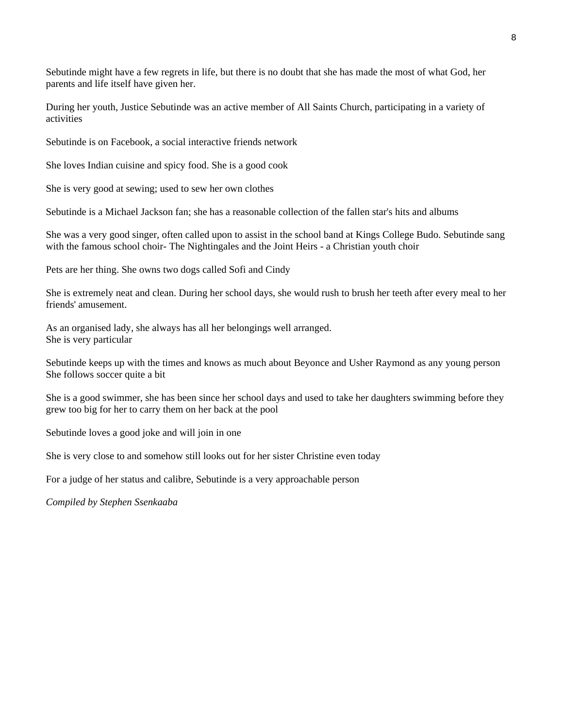Sebutinde might have a few regrets in life, but there is no doubt that she has made the most of what God, her parents and life itself have given her.

During her youth, Justice Sebutinde was an active member of All Saints Church, participating in a variety of activities

Sebutinde is on Facebook, a social interactive friends network

She loves Indian cuisine and spicy food. She is a good cook

She is very good at sewing; used to sew her own clothes

Sebutinde is a Michael Jackson fan; she has a reasonable collection of the fallen star's hits and albums

She was a very good singer, often called upon to assist in the school band at Kings College Budo. Sebutinde sang with the famous school choir- The Nightingales and the Joint Heirs - a Christian youth choir

Pets are her thing. She owns two dogs called Sofi and Cindy

She is extremely neat and clean. During her school days, she would rush to brush her teeth after every meal to her friends' amusement.

As an organised lady, she always has all her belongings well arranged.
She is very particular

Sebutinde keeps up with the times and knows as much about Beyonce and Usher Raymond as any young person
She follows soccer quite a bit

She is a good swimmer, she has been since her school days and used to take her daughters swimming before they grew too big for her to carry them on her back at the pool

Sebutinde loves a good joke and will join in one

She is very close to and somehow still looks out for her sister Christine even today

For a judge of her status and calibre, Sebutinde is a very approachable person

*Compiled by Stephen Ssenkaaba*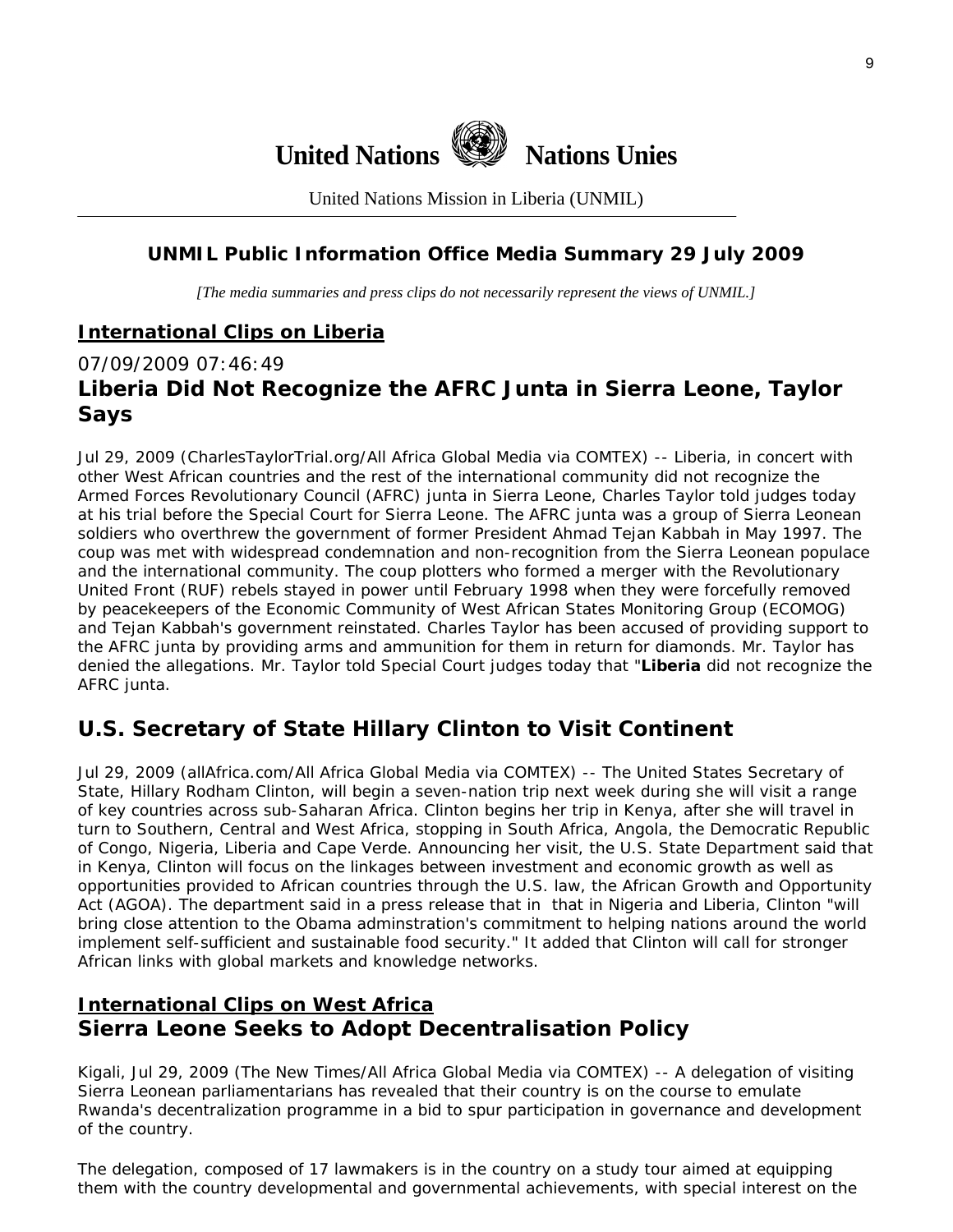# United Nations Nations Unies

United Nations Mission in Liberia (UNMIL)

## UNMIL Public Information Office Media Summary 29 July 2009

*[The media summaries and press clips do not necessarily represent the views of UNMIL.]*

## International Clips on Liberia

07/09/2009 07:46:49

### Liberia Did Not Recognize the AFRC Junta in Sierra Leone, Taylor Says

Jul 29, 2009 (CharlesTaylorTrial.org/All Africa Global Media via COMTEX) -- Liberia, in concert with other West African countries and the rest of the international community did not recognize the Armed Forces Revolutionary Council (AFRC) junta in Sierra Leone, Charles Taylor told judges today at his trial before the Special Court for Sierra Leone. The AFRC junta was a group of Sierra Leonean soldiers who overthrew the government of former President Ahmad Tejan Kabbah in May 1997. The coup was met with widespread condemnation and non-recognition from the Sierra Leonean populace and the international community. The coup plotters who formed a merger with the Revolutionary United Front (RUF) rebels stayed in power until February 1998 when they were forcefully removed by peacekeepers of the Economic Community of West African States Monitoring Group (ECOMOG) and Tejan Kabbah's government reinstated. Charles Taylor has been accused of providing support to the AFRC junta by providing arms and ammunition for them in return for diamonds. Mr. Taylor has denied the allegations. Mr. Taylor told Special Court judges today that "**Liberia** did not recognize the AFRC junta.

### U.S. Secretary of State Hillary Clinton to Visit Continent

Jul 29, 2009 (allAfrica.com/All Africa Global Media via COMTEX) -- The United States Secretary of State, Hillary Rodham Clinton, will begin a seven-nation trip next week during she will visit a range of key countries across sub-Saharan Africa. Clinton begins her trip in Kenya, after she will travel in turn to Southern, Central and West Africa, stopping in South Africa, Angola, the Democratic Republic of Congo, Nigeria, Liberia and Cape Verde. Announcing her visit, the U.S. State Department said that in Kenya, Clinton will focus on the linkages between investment and economic growth as well as opportunities provided to African countries through the U.S. law, the African Growth and Opportunity Act (AGOA). The department said in a press release that in that in Nigeria and Liberia, Clinton "will bring close attention to the Obama adminstration's commitment to helping nations around the world implement self-sufficient and sustainable food security." It added that Clinton will call for stronger African links with global markets and knowledge networks.

## International Clips on West Africa

### Sierra Leone Seeks to Adopt Decentralisation Policy

Kigali, Jul 29, 2009 (The New Times/All Africa Global Media via COMTEX) -- A delegation of visiting Sierra Leonean parliamentarians has revealed that their country is on the course to emulate Rwanda's decentralization programme in a bid to spur participation in governance and development of the country.

The delegation, composed of 17 lawmakers is in the country on a study tour aimed at equipping them with the country developmental and governmental achievements, with special interest on the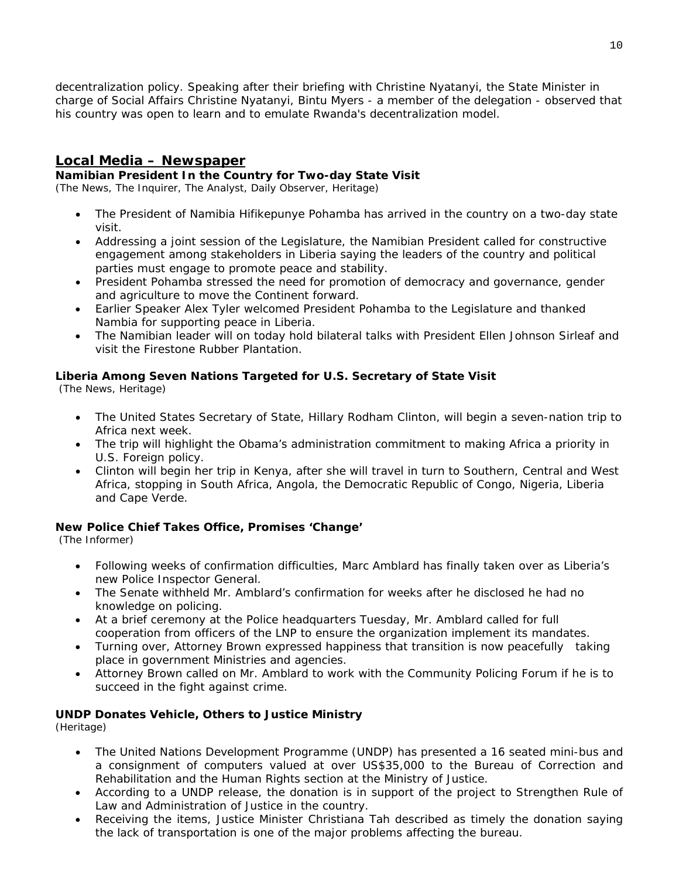decentralization policy. Speaking after their briefing with Christine Nyatanyi, the State Minister in charge of Social Affairs Christine Nyatanyi, Bintu Myers - a member of the delegation - observed that his country was open to learn and to emulate Rwanda's decentralization model.

## Local Media – Newspaper

### Namibian President In the Country for Two-day State Visit

(The News, The Inquirer, The Analyst, Daily Observer, Heritage)

- The President of Namibia Hifikepunye Pohamba has arrived in the country on a two-day state visit.
- Addressing a joint session of the Legislature, the Namibian President called for constructive engagement among stakeholders in Liberia saying the leaders of the country and political parties must engage to promote peace and stability.
- President Pohamba stressed the need for promotion of democracy and governance, gender and agriculture to move the Continent forward.
- Earlier Speaker Alex Tyler welcomed President Pohamba to the Legislature and thanked Nambia for supporting peace in Liberia.
- The Namibian leader will on today hold bilateral talks with President Ellen Johnson Sirleaf and visit the Firestone Rubber Plantation.

### Liberia Among Seven Nations Targeted for U.S. Secretary of State Visit

(The News, Heritage)

- The United States Secretary of State, Hillary Rodham Clinton, will begin a seven-nation trip to Africa next week.
- The trip will highlight the Obama's administration commitment to making Africa a priority in U.S. Foreign policy.
- Clinton will begin her trip in Kenya, after she will travel in turn to Southern, Central and West Africa, stopping in South Africa, Angola, the Democratic Republic of Congo, Nigeria, Liberia and Cape Verde.

### New Police Chief Takes Office, Promises 'Change'

(The Informer)

- Following weeks of confirmation difficulties, Marc Amblard has finally taken over as Liberia's new Police Inspector General.
- The Senate withheld Mr. Amblard's confirmation for weeks after he disclosed he had no knowledge on policing.
- At a brief ceremony at the Police headquarters Tuesday, Mr. Amblard called for full cooperation from officers of the LNP to ensure the organization implement its mandates.
- Turning over, Attorney Brown expressed happiness that transition is now peacefully taking place in government Ministries and agencies.
- Attorney Brown called on Mr. Amblard to work with the Community Policing Forum if he is to succeed in the fight against crime.

### UNDP Donates Vehicle, Others to Justice Ministry

(Heritage)

- The United Nations Development Programme (UNDP) has presented a 16 seated mini-bus and a consignment of computers valued at over US$35,000 to the Bureau of Correction and Rehabilitation and the Human Rights section at the Ministry of Justice.
- According to a UNDP release, the donation is in support of the project to Strengthen Rule of Law and Administration of Justice in the country.
- Receiving the items, Justice Minister Christiana Tah described as timely the donation saying the lack of transportation is one of the major problems affecting the bureau.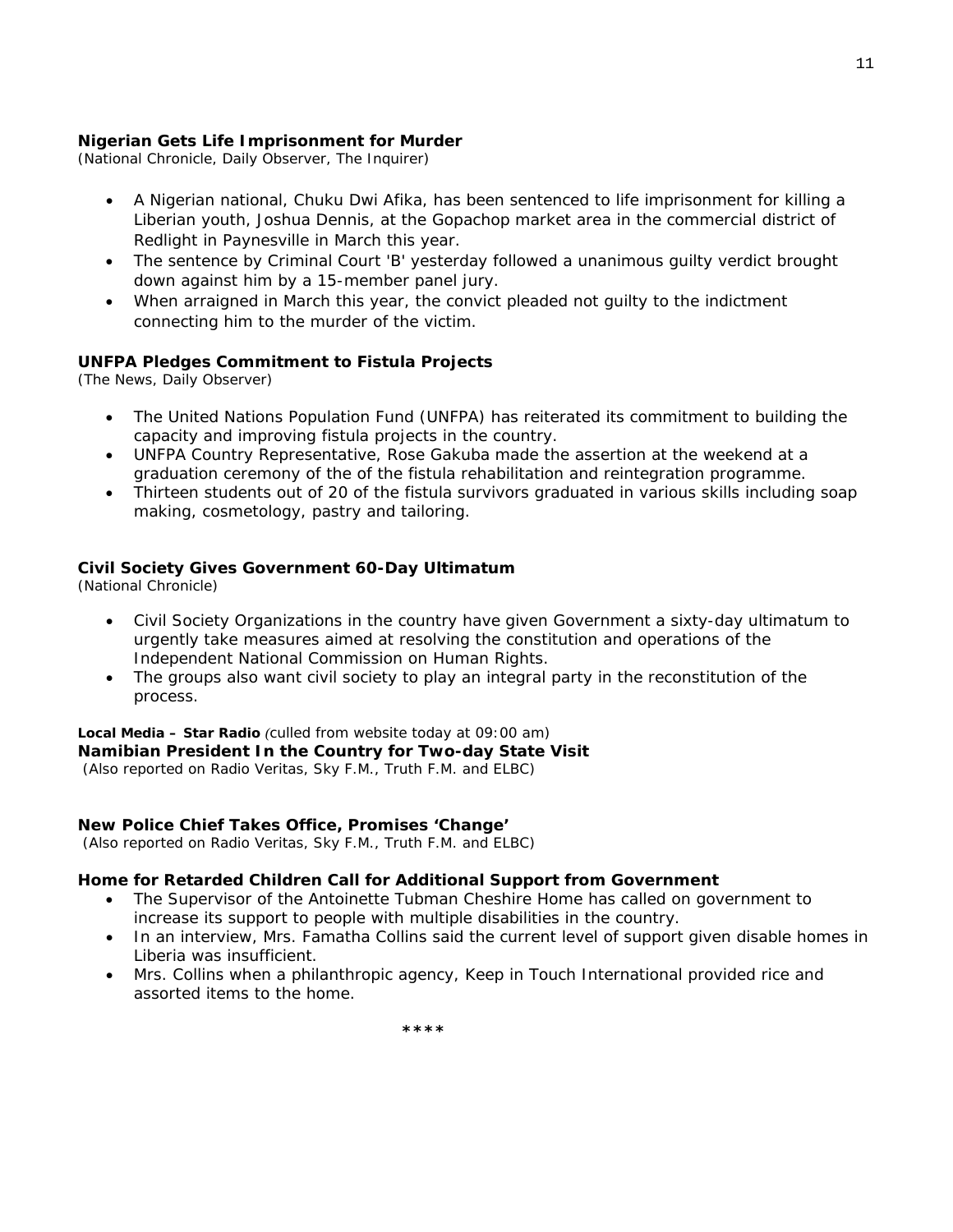**Nigerian Gets Life Imprisonment for Murder**
*(National Chronicle, Daily Observer, The Inquirer)*

- A Nigerian national, Chuku Dwi Afika, has been sentenced to life imprisonment for killing a Liberian youth, Joshua Dennis, at the Gopachop market area in the commercial district of Redlight in Paynesville in March this year.
- The sentence by Criminal Court 'B' yesterday followed a unanimous guilty verdict brought down against him by a 15-member panel jury.
- When arraigned in March this year, the convict pleaded not guilty to the indictment connecting him to the murder of the victim.

**UNFPA Pledges Commitment to Fistula Projects**
*(The News, Daily Observer)*

- The United Nations Population Fund (UNFPA) has reiterated its commitment to building the capacity and improving fistula projects in the country.
- UNFPA Country Representative, Rose Gakuba made the assertion at the weekend at a graduation ceremony of the of the fistula rehabilitation and reintegration programme.
- Thirteen students out of 20 of the fistula survivors graduated in various skills including soap making, cosmetology, pastry and tailoring.

**Civil Society Gives Government 60-Day Ultimatum**
*(National Chronicle)*

- Civil Society Organizations in the country have given Government a sixty-day ultimatum to urgently take measures aimed at resolving the constitution and operations of the Independent National Commission on Human Rights.
- The groups also want civil society to play an integral party in the reconstitution of the process.

**Local Media – Star Radio** *(culled from website today at 09:00 am)*
**Namibian President In the Country for Two-day State Visit**
*(Also reported on Radio Veritas, Sky F.M., Truth F.M. and ELBC)*

**New Police Chief Takes Office, Promises 'Change'**
*(Also reported on Radio Veritas, Sky F.M., Truth F.M. and ELBC)*

**Home for Retarded Children Call for Additional Support from Government**

- The Supervisor of the Antoinette Tubman Cheshire Home has called on government to increase its support to people with multiple disabilities in the country.
- In an interview, Mrs. Famatha Collins said the current level of support given disable homes in Liberia was insufficient.
- Mrs. Collins when a philanthropic agency, Keep in Touch International provided rice and assorted items to the home.

****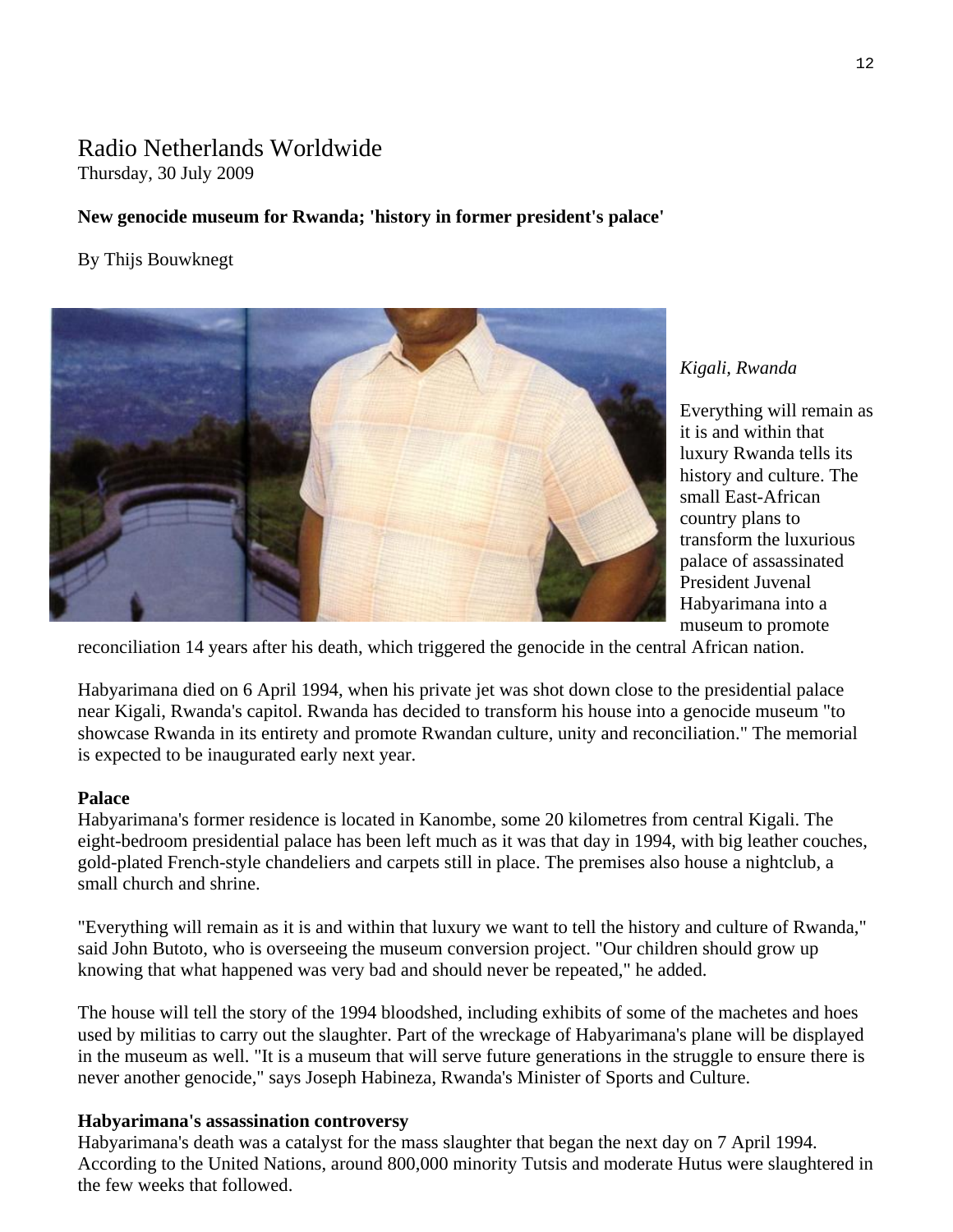Radio Netherlands Worldwide

Thursday, 30 July 2009

**New genocide museum for Rwanda; 'history in former president's palace'**

By Thijs Bouwknegt

*Kigali, Rwanda*

Everything will remain as it is and within that luxury Rwanda tells its history and culture. The small East-African country plans to transform the luxurious palace of assassinated President Juvenal Habyarimana into a museum to promote reconciliation 14 years after his death, which triggered the genocide in the central African nation.

Habyarimana died on 6 April 1994, when his private jet was shot down close to the presidential palace near Kigali, Rwanda's capitol. Rwanda has decided to transform his house into a genocide museum "to showcase Rwanda in its entirety and promote Rwandan culture, unity and reconciliation." The memorial is expected to be inaugurated early next year.

**Palace**

Habyarimana's former residence is located in Kanombe, some 20 kilometres from central Kigali. The eight-bedroom presidential palace has been left much as it was that day in 1994, with big leather couches, gold-plated French-style chandeliers and carpets still in place. The premises also house a nightclub, a small church and shrine.

"Everything will remain as it is and within that luxury we want to tell the history and culture of Rwanda," said John Butoto, who is overseeing the museum conversion project. "Our children should grow up knowing that what happened was very bad and should never be repeated," he added.

The house will tell the story of the 1994 bloodshed, including exhibits of some of the machetes and hoes used by militias to carry out the slaughter. Part of the wreckage of Habyarimana's plane will be displayed in the museum as well. "It is a museum that will serve future generations in the struggle to ensure there is never another genocide," says Joseph Habineza, Rwanda's Minister of Sports and Culture.

**Habyarimana's assassination controversy**

Habyarimana's death was a catalyst for the mass slaughter that began the next day on 7 April 1994. According to the United Nations, around 800,000 minority Tutsis and moderate Hutus were slaughtered in the few weeks that followed.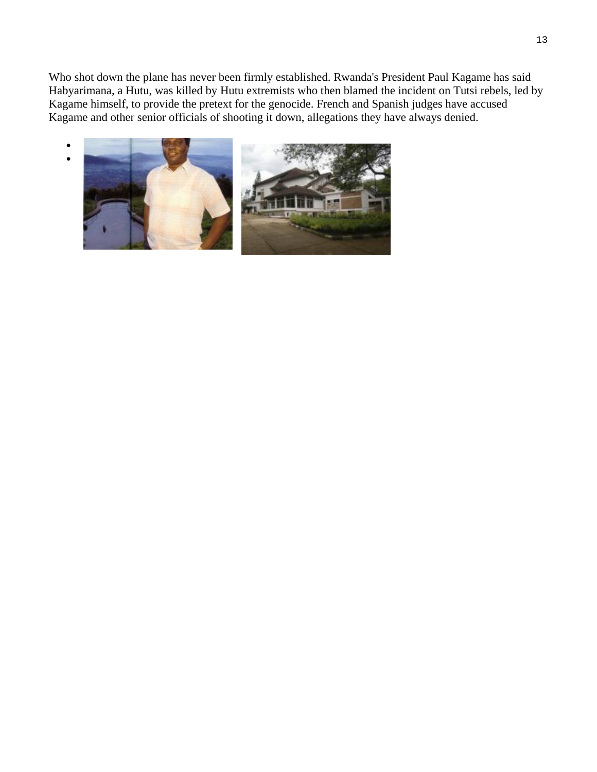Who shot down the plane has never been firmly established. Rwanda's President Paul Kagame has said Habyarimana, a Hutu, was killed by Hutu extremists who then blamed the incident on Tutsi rebels, led by Kagame himself, to provide the pretext for the genocide. French and Spanish judges have accused Kagame and other senior officials of shooting it down, allegations they have always denied.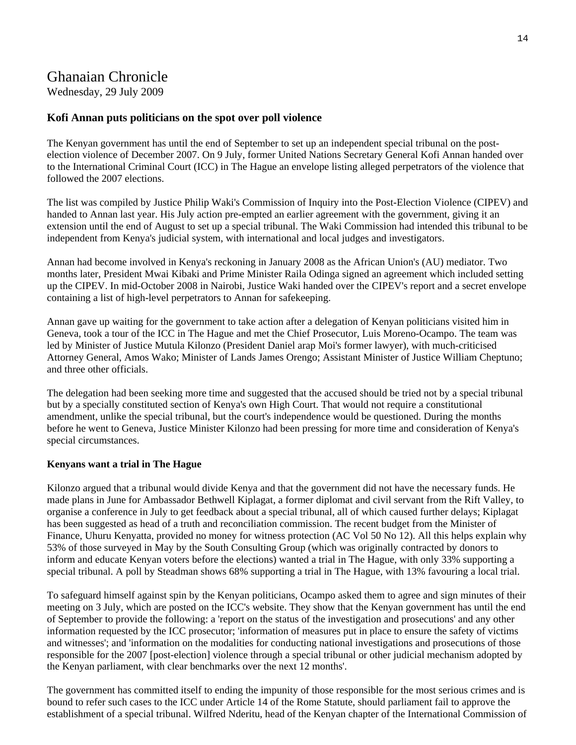# Ghanaian Chronicle

Wednesday, 29 July 2009

### Kofi Annan puts politicians on the spot over poll violence

The Kenyan government has until the end of September to set up an independent special tribunal on the post-election violence of December 2007. On 9 July, former United Nations Secretary General Kofi Annan handed over to the International Criminal Court (ICC) in The Hague an envelope listing alleged perpetrators of the violence that followed the 2007 elections.

The list was compiled by Justice Philip Waki's Commission of Inquiry into the Post-Election Violence (CIPEV) and handed to Annan last year. His July action pre-empted an earlier agreement with the government, giving it an extension until the end of August to set up a special tribunal. The Waki Commission had intended this tribunal to be independent from Kenya's judicial system, with international and local judges and investigators.

Annan had become involved in Kenya's reckoning in January 2008 as the African Union's (AU) mediator. Two months later, President Mwai Kibaki and Prime Minister Raila Odinga signed an agreement which included setting up the CIPEV. In mid-October 2008 in Nairobi, Justice Waki handed over the CIPEV's report and a secret envelope containing a list of high-level perpetrators to Annan for safekeeping.

Annan gave up waiting for the government to take action after a delegation of Kenyan politicians visited him in Geneva, took a tour of the ICC in The Hague and met the Chief Prosecutor, Luis Moreno-Ocampo. The team was led by Minister of Justice Mutula Kilonzo (President Daniel arap Moi's former lawyer), with much-criticised Attorney General, Amos Wako; Minister of Lands James Orengo; Assistant Minister of Justice William Cheptuno; and three other officials.

The delegation had been seeking more time and suggested that the accused should be tried not by a special tribunal but by a specially constituted section of Kenya's own High Court. That would not require a constitutional amendment, unlike the special tribunal, but the court's independence would be questioned. During the months before he went to Geneva, Justice Minister Kilonzo had been pressing for more time and consideration of Kenya's special circumstances.

**Kenyans want a trial in The Hague**

Kilonzo argued that a tribunal would divide Kenya and that the government did not have the necessary funds. He made plans in June for Ambassador Bethwell Kiplagat, a former diplomat and civil servant from the Rift Valley, to organise a conference in July to get feedback about a special tribunal, all of which caused further delays; Kiplagat has been suggested as head of a truth and reconciliation commission. The recent budget from the Minister of Finance, Uhuru Kenyatta, provided no money for witness protection (AC Vol 50 No 12). All this helps explain why 53% of those surveyed in May by the South Consulting Group (which was originally contracted by donors to inform and educate Kenyan voters before the elections) wanted a trial in The Hague, with only 33% supporting a special tribunal. A poll by Steadman shows 68% supporting a trial in The Hague, with 13% favouring a local trial.

To safeguard himself against spin by the Kenyan politicians, Ocampo asked them to agree and sign minutes of their meeting on 3 July, which are posted on the ICC's website. They show that the Kenyan government has until the end of September to provide the following: a 'report on the status of the investigation and prosecutions' and any other information requested by the ICC prosecutor; 'information of measures put in place to ensure the safety of victims and witnesses'; and 'information on the modalities for conducting national investigations and prosecutions of those responsible for the 2007 [post-election] violence through a special tribunal or other judicial mechanism adopted by the Kenyan parliament, with clear benchmarks over the next 12 months'.

The government has committed itself to ending the impunity of those responsible for the most serious crimes and is bound to refer such cases to the ICC under Article 14 of the Rome Statute, should parliament fail to approve the establishment of a special tribunal. Wilfred Nderitu, head of the Kenyan chapter of the International Commission of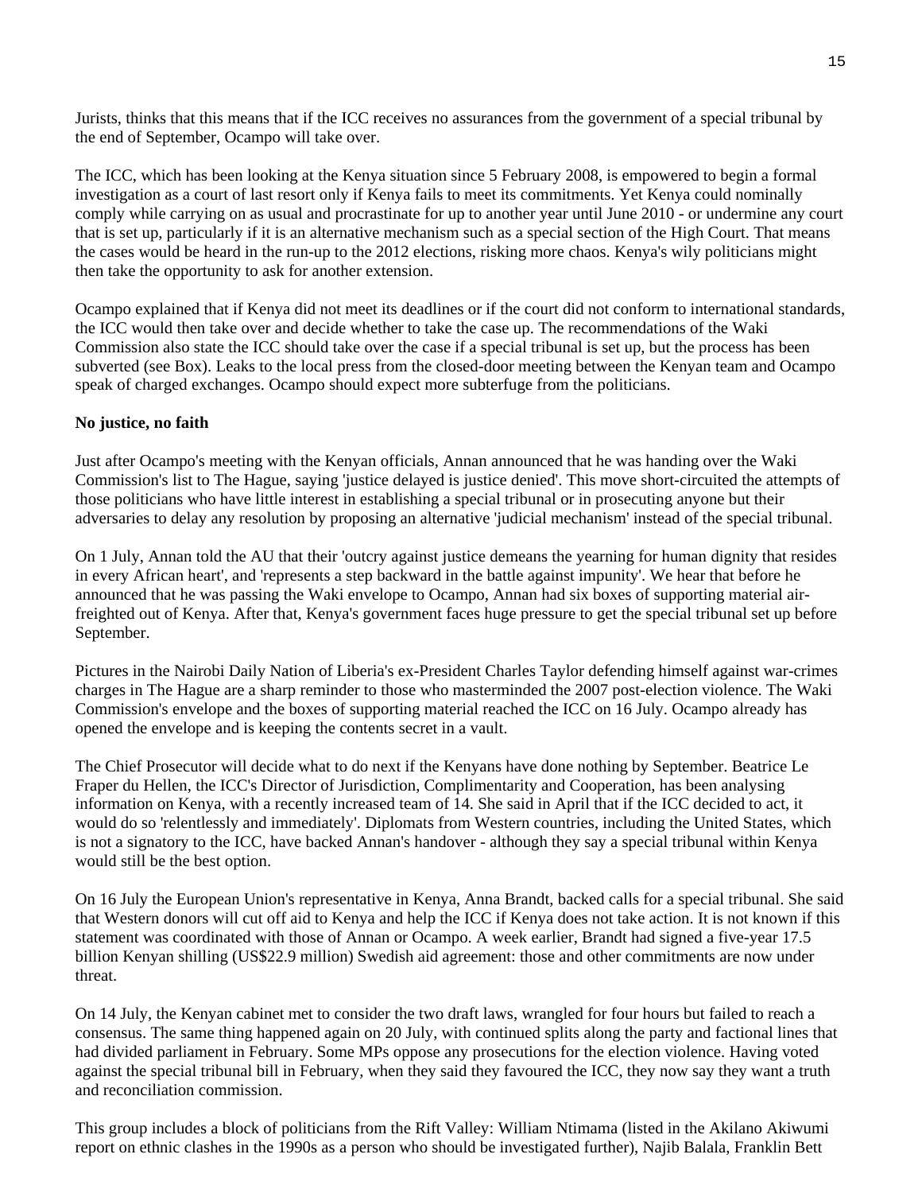Jurists, thinks that this means that if the ICC receives no assurances from the government of a special tribunal by the end of September, Ocampo will take over.

The ICC, which has been looking at the Kenya situation since 5 February 2008, is empowered to begin a formal investigation as a court of last resort only if Kenya fails to meet its commitments. Yet Kenya could nominally comply while carrying on as usual and procrastinate for up to another year until June 2010 - or undermine any court that is set up, particularly if it is an alternative mechanism such as a special section of the High Court. That means the cases would be heard in the run-up to the 2012 elections, risking more chaos. Kenya's wily politicians might then take the opportunity to ask for another extension.

Ocampo explained that if Kenya did not meet its deadlines or if the court did not conform to international standards, the ICC would then take over and decide whether to take the case up. The recommendations of the Waki Commission also state the ICC should take over the case if a special tribunal is set up, but the process has been subverted (see Box). Leaks to the local press from the closed-door meeting between the Kenyan team and Ocampo speak of charged exchanges. Ocampo should expect more subterfuge from the politicians.

**No justice, no faith**

Just after Ocampo's meeting with the Kenyan officials, Annan announced that he was handing over the Waki Commission's list to The Hague, saying 'justice delayed is justice denied'. This move short-circuited the attempts of those politicians who have little interest in establishing a special tribunal or in prosecuting anyone but their adversaries to delay any resolution by proposing an alternative 'judicial mechanism' instead of the special tribunal.

On 1 July, Annan told the AU that their 'outcry against justice demeans the yearning for human dignity that resides in every African heart', and 'represents a step backward in the battle against impunity'. We hear that before he announced that he was passing the Waki envelope to Ocampo, Annan had six boxes of supporting material air-freighted out of Kenya. After that, Kenya's government faces huge pressure to get the special tribunal set up before September.

Pictures in the Nairobi Daily Nation of Liberia's ex-President Charles Taylor defending himself against war-crimes charges in The Hague are a sharp reminder to those who masterminded the 2007 post-election violence. The Waki Commission's envelope and the boxes of supporting material reached the ICC on 16 July. Ocampo already has opened the envelope and is keeping the contents secret in a vault.

The Chief Prosecutor will decide what to do next if the Kenyans have done nothing by September. Beatrice Le Fraper du Hellen, the ICC's Director of Jurisdiction, Complimentarity and Cooperation, has been analysing information on Kenya, with a recently increased team of 14. She said in April that if the ICC decided to act, it would do so 'relentlessly and immediately'. Diplomats from Western countries, including the United States, which is not a signatory to the ICC, have backed Annan's handover - although they say a special tribunal within Kenya would still be the best option.

On 16 July the European Union's representative in Kenya, Anna Brandt, backed calls for a special tribunal. She said that Western donors will cut off aid to Kenya and help the ICC if Kenya does not take action. It is not known if this statement was coordinated with those of Annan or Ocampo. A week earlier, Brandt had signed a five-year 17.5 billion Kenyan shilling (US$22.9 million) Swedish aid agreement: those and other commitments are now under threat.

On 14 July, the Kenyan cabinet met to consider the two draft laws, wrangled for four hours but failed to reach a consensus. The same thing happened again on 20 July, with continued splits along the party and factional lines that had divided parliament in February. Some MPs oppose any prosecutions for the election violence. Having voted against the special tribunal bill in February, when they said they favoured the ICC, they now say they want a truth and reconciliation commission.

This group includes a block of politicians from the Rift Valley: William Ntimama (listed in the Akilano Akiwumi report on ethnic clashes in the 1990s as a person who should be investigated further), Najib Balala, Franklin Bett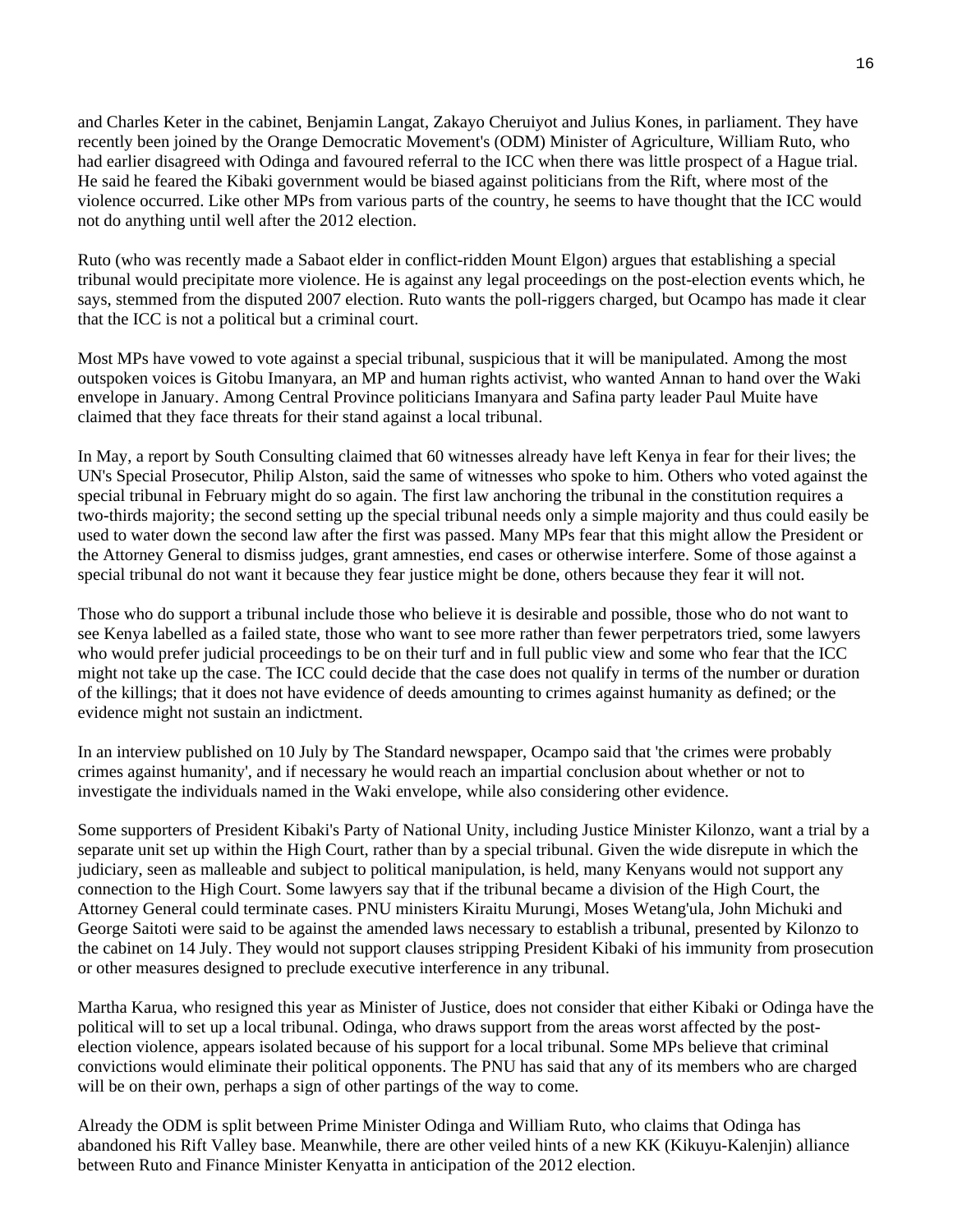and Charles Keter in the cabinet, Benjamin Langat, Zakayo Cheruiyot and Julius Kones, in parliament. They have recently been joined by the Orange Democratic Movement's (ODM) Minister of Agriculture, William Ruto, who had earlier disagreed with Odinga and favoured referral to the ICC when there was little prospect of a Hague trial. He said he feared the Kibaki government would be biased against politicians from the Rift, where most of the violence occurred. Like other MPs from various parts of the country, he seems to have thought that the ICC would not do anything until well after the 2012 election.

Ruto (who was recently made a Sabaot elder in conflict-ridden Mount Elgon) argues that establishing a special tribunal would precipitate more violence. He is against any legal proceedings on the post-election events which, he says, stemmed from the disputed 2007 election. Ruto wants the poll-riggers charged, but Ocampo has made it clear that the ICC is not a political but a criminal court.

Most MPs have vowed to vote against a special tribunal, suspicious that it will be manipulated. Among the most outspoken voices is Gitobu Imanyara, an MP and human rights activist, who wanted Annan to hand over the Waki envelope in January. Among Central Province politicians Imanyara and Safina party leader Paul Muite have claimed that they face threats for their stand against a local tribunal.

In May, a report by South Consulting claimed that 60 witnesses already have left Kenya in fear for their lives; the UN's Special Prosecutor, Philip Alston, said the same of witnesses who spoke to him. Others who voted against the special tribunal in February might do so again. The first law anchoring the tribunal in the constitution requires a two-thirds majority; the second setting up the special tribunal needs only a simple majority and thus could easily be used to water down the second law after the first was passed. Many MPs fear that this might allow the President or the Attorney General to dismiss judges, grant amnesties, end cases or otherwise interfere. Some of those against a special tribunal do not want it because they fear justice might be done, others because they fear it will not.

Those who do support a tribunal include those who believe it is desirable and possible, those who do not want to see Kenya labelled as a failed state, those who want to see more rather than fewer perpetrators tried, some lawyers who would prefer judicial proceedings to be on their turf and in full public view and some who fear that the ICC might not take up the case. The ICC could decide that the case does not qualify in terms of the number or duration of the killings; that it does not have evidence of deeds amounting to crimes against humanity as defined; or the evidence might not sustain an indictment.

In an interview published on 10 July by The Standard newspaper, Ocampo said that 'the crimes were probably crimes against humanity', and if necessary he would reach an impartial conclusion about whether or not to investigate the individuals named in the Waki envelope, while also considering other evidence.

Some supporters of President Kibaki's Party of National Unity, including Justice Minister Kilonzo, want a trial by a separate unit set up within the High Court, rather than by a special tribunal. Given the wide disrepute in which the judiciary, seen as malleable and subject to political manipulation, is held, many Kenyans would not support any connection to the High Court. Some lawyers say that if the tribunal became a division of the High Court, the Attorney General could terminate cases. PNU ministers Kiraitu Murungi, Moses Wetang'ula, John Michuki and George Saitoti were said to be against the amended laws necessary to establish a tribunal, presented by Kilonzo to the cabinet on 14 July. They would not support clauses stripping President Kibaki of his immunity from prosecution or other measures designed to preclude executive interference in any tribunal.

Martha Karua, who resigned this year as Minister of Justice, does not consider that either Kibaki or Odinga have the political will to set up a local tribunal. Odinga, who draws support from the areas worst affected by the post-election violence, appears isolated because of his support for a local tribunal. Some MPs believe that criminal convictions would eliminate their political opponents. The PNU has said that any of its members who are charged will be on their own, perhaps a sign of other partings of the way to come.

Already the ODM is split between Prime Minister Odinga and William Ruto, who claims that Odinga has abandoned his Rift Valley base. Meanwhile, there are other veiled hints of a new KK (Kikuyu-Kalenjin) alliance between Ruto and Finance Minister Kenyatta in anticipation of the 2012 election.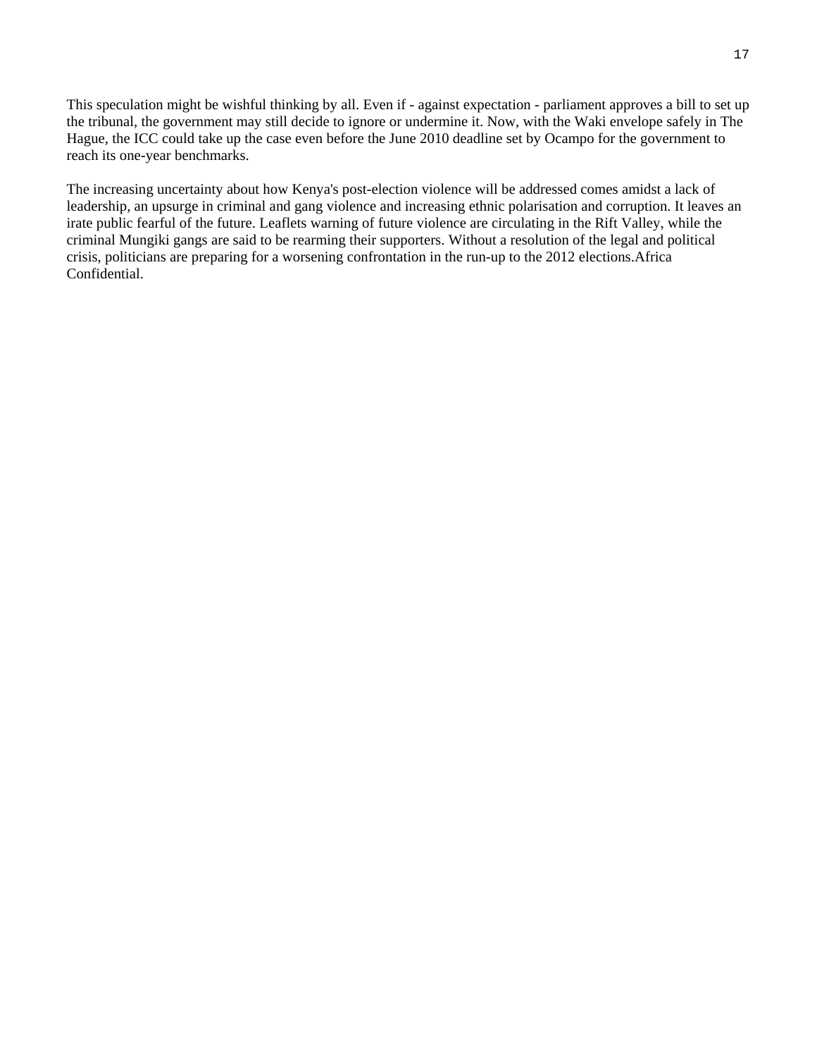This speculation might be wishful thinking by all. Even if - against expectation - parliament approves a bill to set up the tribunal, the government may still decide to ignore or undermine it. Now, with the Waki envelope safely in The Hague, the ICC could take up the case even before the June 2010 deadline set by Ocampo for the government to reach its one-year benchmarks.

The increasing uncertainty about how Kenya's post-election violence will be addressed comes amidst a lack of leadership, an upsurge in criminal and gang violence and increasing ethnic polarisation and corruption. It leaves an irate public fearful of the future. Leaflets warning of future violence are circulating in the Rift Valley, while the criminal Mungiki gangs are said to be rearming their supporters. Without a resolution of the legal and political crisis, politicians are preparing for a worsening confrontation in the run-up to the 2012 elections.Africa Confidential.